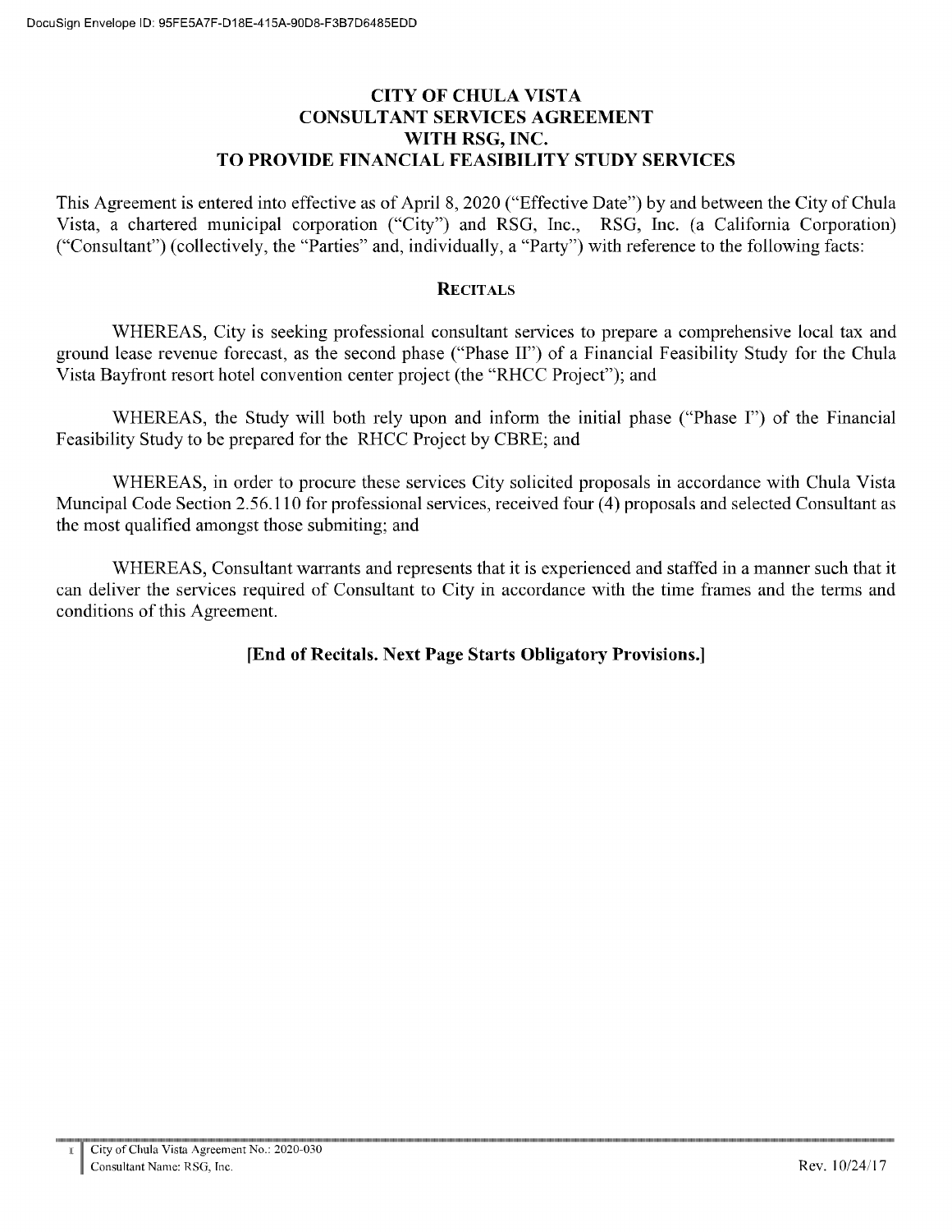# CITY OF CHULA VISTA
# CONSULTANT SERVICES AGREEMENT
# WITH RSG, INC.
# TO PROVIDE FINANCIAL FEASIBILITY STUDY SERVICES

This Agreement is entered into effective as of April 8, 2020 ("Effective Date") by and between the City of Chula Vista, a chartered municipal corporation ("City") and RSG, Inc., RSG, Inc. (a California Corporation) ("Consultant") (collectively, the "Parties" and, individually, a "Party") with reference to the following facts:

## RECITALS

WHEREAS, City is seeking professional consultant services to prepare a comprehensive local tax and ground lease revenue forecast, as the second phase ("Phase II") of a Financial Feasibility Study for the Chula Vista Bayfront resort hotel convention center project (the "RHCC Project"); and

WHEREAS, the Study will both rely upon and inform the initial phase ("Phase I") of the Financial Feasibility Study to be prepared for the RHCC Project by CBRE; and

WHEREAS, in order to procure these services City solicited proposals in accordance with Chula Vista Muncipal Code Section 2.56.110 for professional services, received four (4) proposals and selected Consultant as the most qualified amongst those submiting; and

WHEREAS, Consultant warrants and represents that it is experienced and staffed in a manner such that it can deliver the services required of Consultant to City in accordance with the time frames and the terms and conditions of this Agreement.

**[End of Recitals. Next Page Starts Obligatory Provisions.]**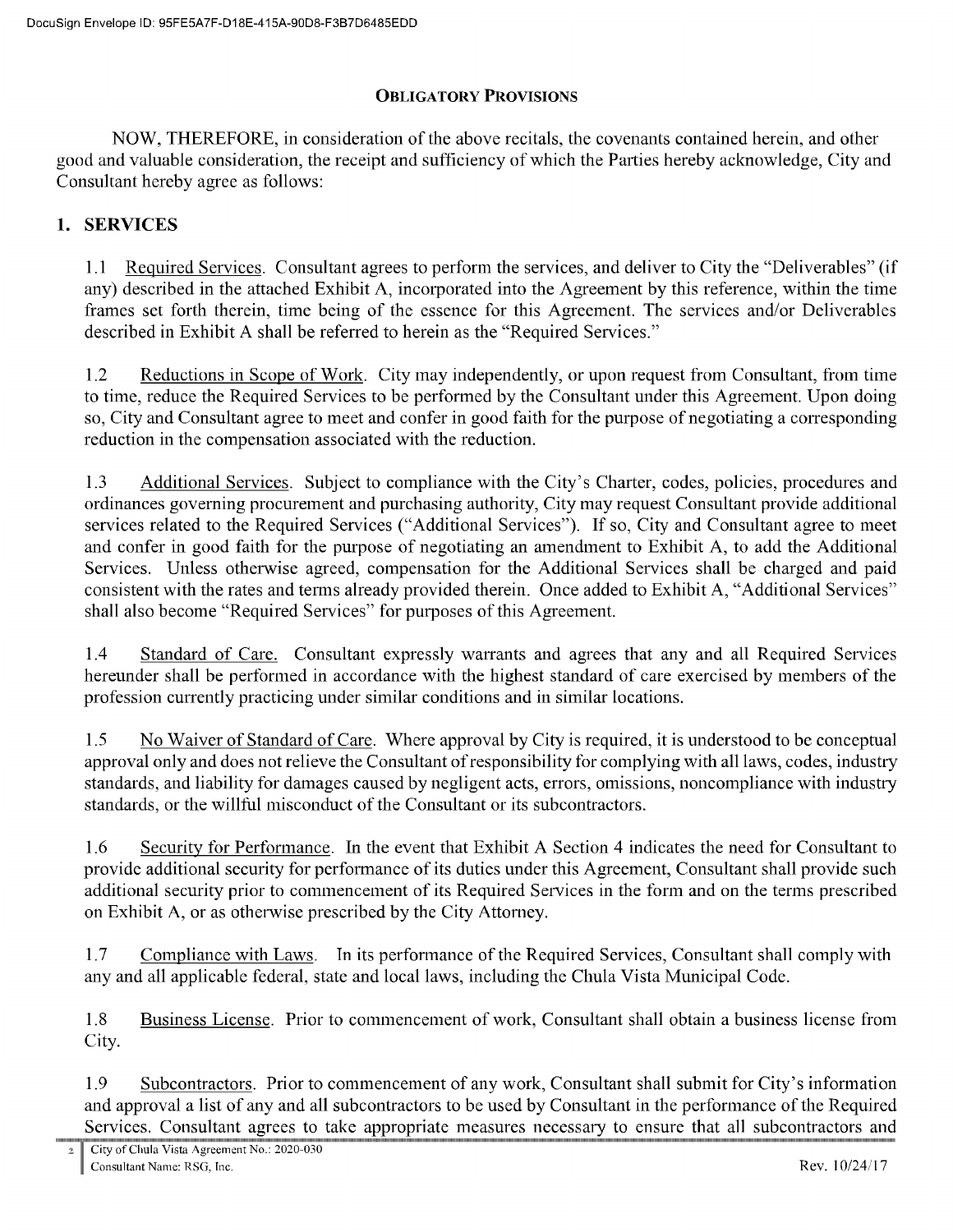## OBLIGATORY PROVISIONS

NOW, THEREFORE, in consideration of the above recitals, the covenants contained herein, and other good and valuable consideration, the receipt and sufficiency of which the Parties hereby acknowledge, City and Consultant hereby agree as follows:

### 1. SERVICES

1.1 Required Services. Consultant agrees to perform the services, and deliver to City the "Deliverables" (if any) described in the attached Exhibit A, incorporated into the Agreement by this reference, within the time frames set forth therein, time being of the essence for this Agreement. The services and/or Deliverables described in Exhibit A shall be referred to herein as the "Required Services."

1.2 Reductions in Scope of Work. City may independently, or upon request from Consultant, from time to time, reduce the Required Services to be performed by the Consultant under this Agreement. Upon doing so, City and Consultant agree to meet and confer in good faith for the purpose of negotiating a corresponding reduction in the compensation associated with the reduction.

1.3 Additional Services. Subject to compliance with the City's Charter, codes, policies, procedures and ordinances governing procurement and purchasing authority, City may request Consultant provide additional services related to the Required Services ("Additional Services"). If so, City and Consultant agree to meet and confer in good faith for the purpose of negotiating an amendment to Exhibit A, to add the Additional Services. Unless otherwise agreed, compensation for the Additional Services shall be charged and paid consistent with the rates and terms already provided therein. Once added to Exhibit A, "Additional Services" shall also become "Required Services" for purposes of this Agreement.

1.4 Standard of Care. Consultant expressly warrants and agrees that any and all Required Services hereunder shall be performed in accordance with the highest standard of care exercised by members of the profession currently practicing under similar conditions and in similar locations.

1.5 No Waiver of Standard of Care. Where approval by City is required, it is understood to be conceptual approval only and does not relieve the Consultant of responsibility for complying with all laws, codes, industry standards, and liability for damages caused by negligent acts, errors, omissions, noncompliance with industry standards, or the willful misconduct of the Consultant or its subcontractors.

1.6 Security for Performance. In the event that Exhibit A Section 4 indicates the need for Consultant to provide additional security for performance of its duties under this Agreement, Consultant shall provide such additional security prior to commencement of its Required Services in the form and on the terms prescribed on Exhibit A, or as otherwise prescribed by the City Attorney.

1.7 Compliance with Laws. In its performance of the Required Services, Consultant shall comply with any and all applicable federal, state and local laws, including the Chula Vista Municipal Code.

1.8 Business License. Prior to commencement of work, Consultant shall obtain a business license from City.

1.9 Subcontractors. Prior to commencement of any work, Consultant shall submit for City's information and approval a list of any and all subcontractors to be used by Consultant in the performance of the Required Services. Consultant agrees to take appropriate measures necessary to ensure that all subcontractors and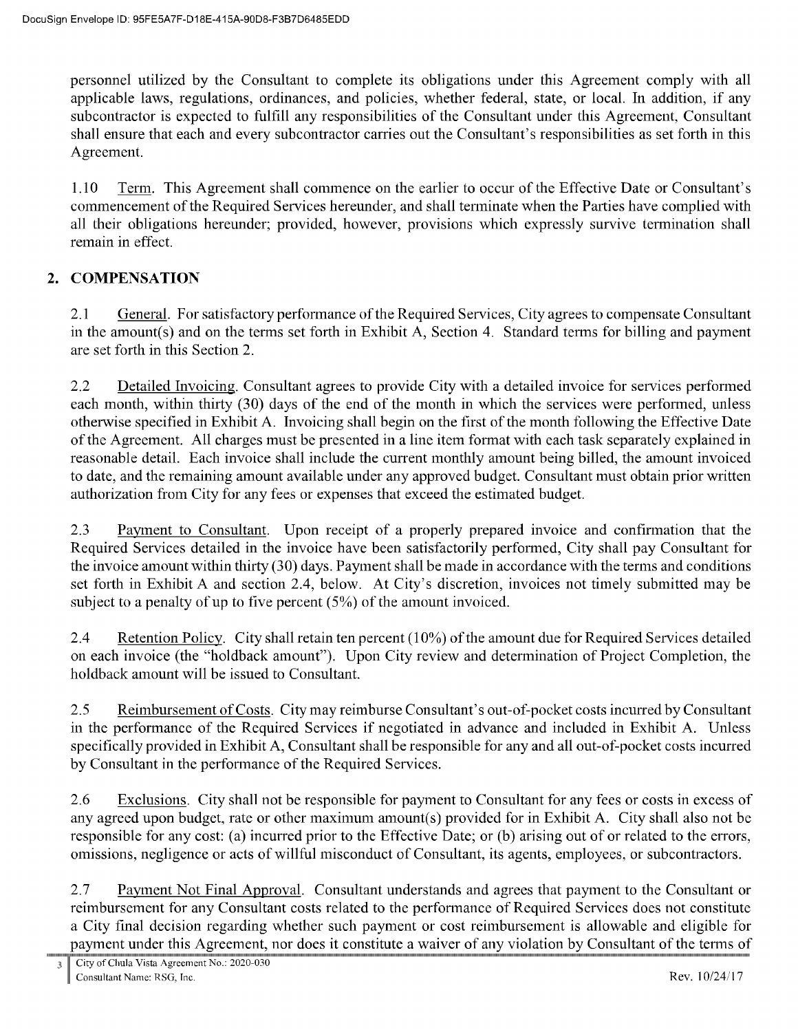personnel utilized by the Consultant to complete its obligations under this Agreement comply with all applicable laws, regulations, ordinances, and policies, whether federal, state, or local. In addition, if any subcontractor is expected to fulfill any responsibilities of the Consultant under this Agreement, Consultant shall ensure that each and every subcontractor carries out the Consultant's responsibilities as set forth in this Agreement.

1.10 Term. This Agreement shall commence on the earlier to occur of the Effective Date or Consultant's commencement of the Required Services hereunder, and shall terminate when the Parties have complied with all their obligations hereunder; provided, however, provisions which expressly survive termination shall remain in effect.

## 2. COMPENSATION

2.1 General. For satisfactory performance of the Required Services, City agrees to compensate Consultant in the amount(s) and on the terms set forth in Exhibit A, Section 4. Standard terms for billing and payment are set forth in this Section 2.

2.2 Detailed Invoicing. Consultant agrees to provide City with a detailed invoice for services performed each month, within thirty (30) days of the end of the month in which the services were performed, unless otherwise specified in Exhibit A. Invoicing shall begin on the first of the month following the Effective Date of the Agreement. All charges must be presented in a line item format with each task separately explained in reasonable detail. Each invoice shall include the current monthly amount being billed, the amount invoiced to date, and the remaining amount available under any approved budget. Consultant must obtain prior written authorization from City for any fees or expenses that exceed the estimated budget.

2.3 Payment to Consultant. Upon receipt of a properly prepared invoice and confirmation that the Required Services detailed in the invoice have been satisfactorily performed, City shall pay Consultant for the invoice amount within thirty (30) days. Payment shall be made in accordance with the terms and conditions set forth in Exhibit A and section 2.4, below. At City's discretion, invoices not timely submitted may be subject to a penalty of up to five percent (5%) of the amount invoiced.

2.4 Retention Policy. City shall retain ten percent (10%) of the amount due for Required Services detailed on each invoice (the "holdback amount"). Upon City review and determination of Project Completion, the holdback amount will be issued to Consultant.

2.5 Reimbursement of Costs. City may reimburse Consultant's out-of-pocket costs incurred by Consultant in the performance of the Required Services if negotiated in advance and included in Exhibit A. Unless specifically provided in Exhibit A, Consultant shall be responsible for any and all out-of-pocket costs incurred by Consultant in the performance of the Required Services.

2.6 Exclusions. City shall not be responsible for payment to Consultant for any fees or costs in excess of any agreed upon budget, rate or other maximum amount(s) provided for in Exhibit A. City shall also not be responsible for any cost: (a) incurred prior to the Effective Date; or (b) arising out of or related to the errors, omissions, negligence or acts of willful misconduct of Consultant, its agents, employees, or subcontractors.

2.7 Payment Not Final Approval. Consultant understands and agrees that payment to the Consultant or reimbursement for any Consultant costs related to the performance of Required Services does not constitute a City final decision regarding whether such payment or cost reimbursement is allowable and eligible for payment under this Agreement, nor does it constitute a waiver of any violation by Consultant of the terms of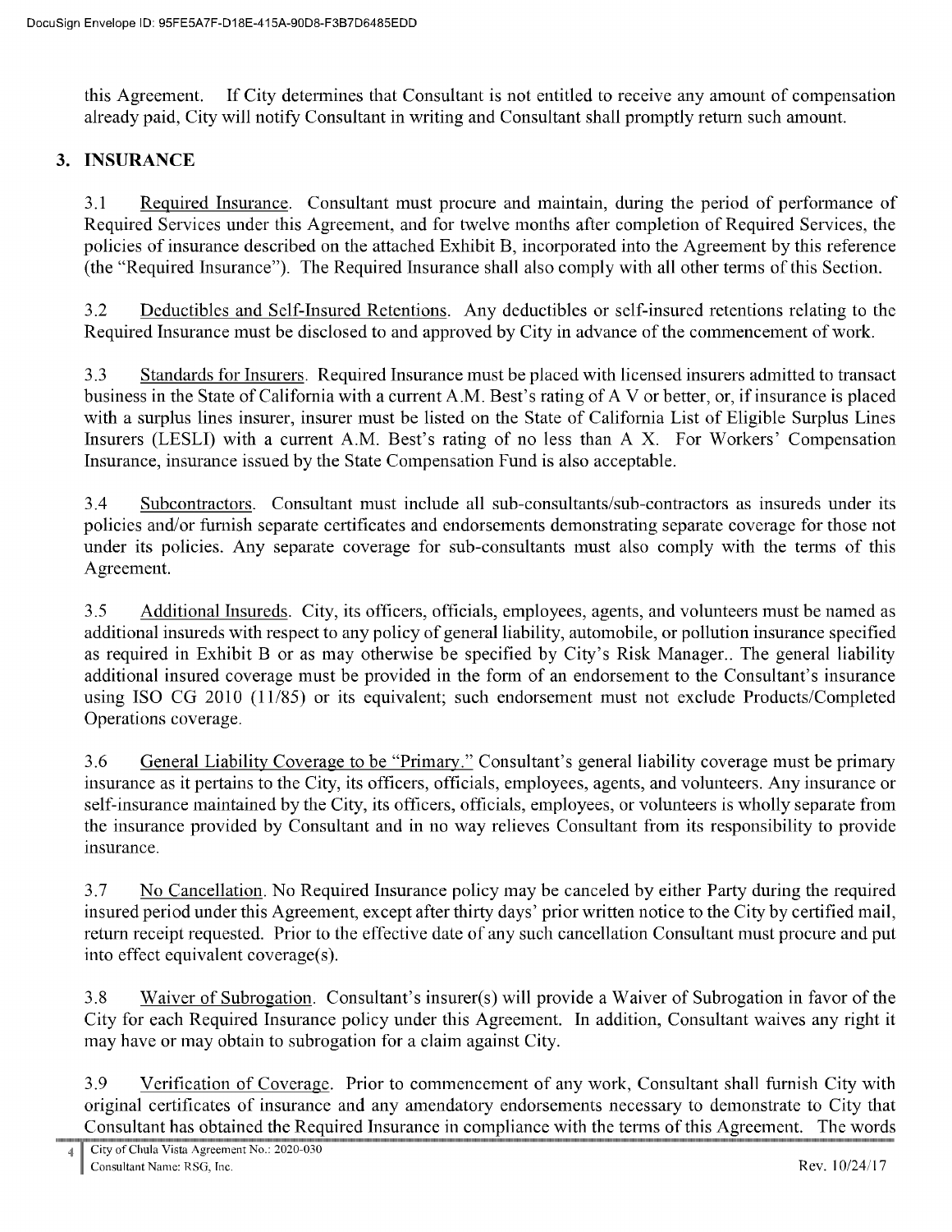this Agreement. If City determines that Consultant is not entitled to receive any amount of compensation already paid, City will notify Consultant in writing and Consultant shall promptly return such amount.

## 3. INSURANCE

3.1 Required Insurance. Consultant must procure and maintain, during the period of performance of Required Services under this Agreement, and for twelve months after completion of Required Services, the policies of insurance described on the attached Exhibit B, incorporated into the Agreement by this reference (the "Required Insurance"). The Required Insurance shall also comply with all other terms of this Section.

3.2 Deductibles and Self-Insured Retentions. Any deductibles or self-insured retentions relating to the Required Insurance must be disclosed to and approved by City in advance of the commencement of work.

3.3 Standards for Insurers. Required Insurance must be placed with licensed insurers admitted to transact business in the State of California with a current A.M. Best's rating of A V or better, or, if insurance is placed with a surplus lines insurer, insurer must be listed on the State of California List of Eligible Surplus Lines Insurers (LESLI) with a current A.M. Best's rating of no less than A X. For Workers' Compensation Insurance, insurance issued by the State Compensation Fund is also acceptable.

3.4 Subcontractors. Consultant must include all sub-consultants/sub-contractors as insureds under its policies and/or furnish separate certificates and endorsements demonstrating separate coverage for those not under its policies. Any separate coverage for sub-consultants must also comply with the terms of this Agreement.

3.5 Additional Insureds. City, its officers, officials, employees, agents, and volunteers must be named as additional insureds with respect to any policy of general liability, automobile, or pollution insurance specified as required in Exhibit B or as may otherwise be specified by City's Risk Manager.. The general liability additional insured coverage must be provided in the form of an endorsement to the Consultant's insurance using ISO CG 2010 (11/85) or its equivalent; such endorsement must not exclude Products/Completed Operations coverage.

3.6 General Liability Coverage to be "Primary." Consultant's general liability coverage must be primary insurance as it pertains to the City, its officers, officials, employees, agents, and volunteers. Any insurance or self-insurance maintained by the City, its officers, officials, employees, or volunteers is wholly separate from the insurance provided by Consultant and in no way relieves Consultant from its responsibility to provide insurance.

3.7 No Cancellation. No Required Insurance policy may be canceled by either Party during the required insured period under this Agreement, except after thirty days' prior written notice to the City by certified mail, return receipt requested. Prior to the effective date of any such cancellation Consultant must procure and put into effect equivalent coverage(s).

3.8 Waiver of Subrogation. Consultant's insurer(s) will provide a Waiver of Subrogation in favor of the City for each Required Insurance policy under this Agreement. In addition, Consultant waives any right it may have or may obtain to subrogation for a claim against City.

3.9 Verification of Coverage. Prior to commencement of any work, Consultant shall furnish City with original certificates of insurance and any amendatory endorsements necessary to demonstrate to City that Consultant has obtained the Required Insurance in compliance with the terms of this Agreement. The words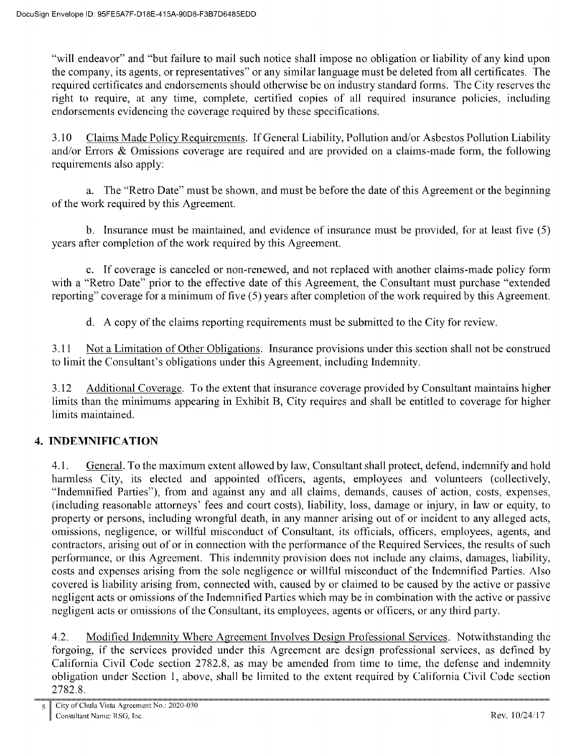"will endeavor" and "but failure to mail such notice shall impose no obligation or liability of any kind upon the company, its agents, or representatives" or any similar language must be deleted from all certificates. The required certificates and endorsements should otherwise be on industry standard forms. The City reserves the right to require, at any time, complete, certified copies of all required insurance policies, including endorsements evidencing the coverage required by these specifications.

3.10 Claims Made Policy Requirements. If General Liability, Pollution and/or Asbestos Pollution Liability and/or Errors & Omissions coverage are required and are provided on a claims-made form, the following requirements also apply:

a. The "Retro Date" must be shown, and must be before the date of this Agreement or the beginning of the work required by this Agreement.

b. Insurance must be maintained, and evidence of insurance must be provided, for at least five (5) years after completion of the work required by this Agreement.

c. If coverage is canceled or non-renewed, and not replaced with another claims-made policy form with a "Retro Date" prior to the effective date of this Agreement, the Consultant must purchase "extended reporting" coverage for a minimum of five (5) years after completion of the work required by this Agreement.

d. A copy of the claims reporting requirements must be submitted to the City for review.

3.11 Not a Limitation of Other Obligations. Insurance provisions under this section shall not be construed to limit the Consultant's obligations under this Agreement, including Indemnity.

3.12 Additional Coverage. To the extent that insurance coverage provided by Consultant maintains higher limits than the minimums appearing in Exhibit B, City requires and shall be entitled to coverage for higher limits maintained.

## 4. INDEMNIFICATION

4.1. General. To the maximum extent allowed by law, Consultant shall protect, defend, indemnify and hold harmless City, its elected and appointed officers, agents, employees and volunteers (collectively, "Indemnified Parties"), from and against any and all claims, demands, causes of action, costs, expenses, (including reasonable attorneys' fees and court costs), liability, loss, damage or injury, in law or equity, to property or persons, including wrongful death, in any manner arising out of or incident to any alleged acts, omissions, negligence, or willful misconduct of Consultant, its officials, officers, employees, agents, and contractors, arising out of or in connection with the performance of the Required Services, the results of such performance, or this Agreement. This indemnity provision does not include any claims, damages, liability, costs and expenses arising from the sole negligence or willful misconduct of the Indemnified Parties. Also covered is liability arising from, connected with, caused by or claimed to be caused by the active or passive negligent acts or omissions of the Indemnified Parties which may be in combination with the active or passive negligent acts or omissions of the Consultant, its employees, agents or officers, or any third party.

4.2. Modified Indemnity Where Agreement Involves Design Professional Services. Notwithstanding the forgoing, if the services provided under this Agreement are design professional services, as defined by California Civil Code section 2782.8, as may be amended from time to time, the defense and indemnity obligation under Section 1, above, shall be limited to the extent required by California Civil Code section 2782.8.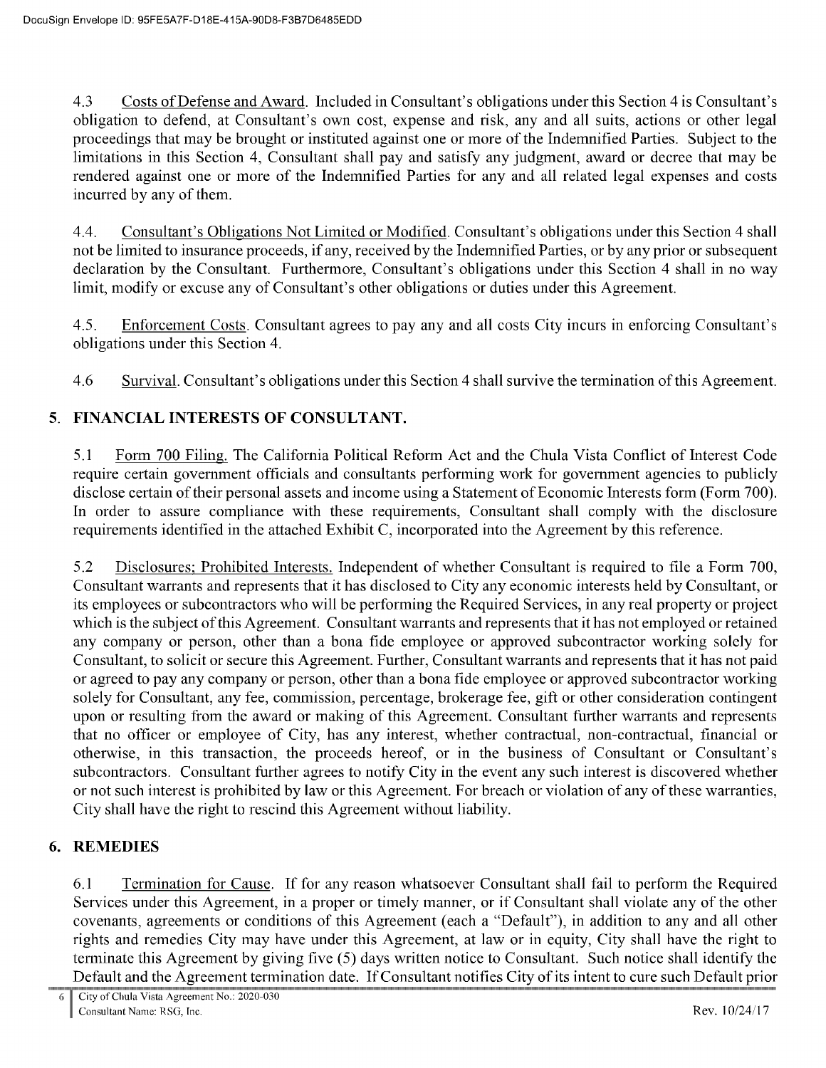4.3 Costs of Defense and Award. Included in Consultant's obligations under this Section 4 is Consultant's obligation to defend, at Consultant's own cost, expense and risk, any and all suits, actions or other legal proceedings that may be brought or instituted against one or more of the Indemnified Parties. Subject to the limitations in this Section 4, Consultant shall pay and satisfy any judgment, award or decree that may be rendered against one or more of the Indemnified Parties for any and all related legal expenses and costs incurred by any of them.

4.4. Consultant's Obligations Not Limited or Modified. Consultant's obligations under this Section 4 shall not be limited to insurance proceeds, if any, received by the Indemnified Parties, or by any prior or subsequent declaration by the Consultant. Furthermore, Consultant's obligations under this Section 4 shall in no way limit, modify or excuse any of Consultant's other obligations or duties under this Agreement.

4.5. Enforcement Costs. Consultant agrees to pay any and all costs City incurs in enforcing Consultant's obligations under this Section 4.

4.6 Survival. Consultant's obligations under this Section 4 shall survive the termination of this Agreement.

## 5. FINANCIAL INTERESTS OF CONSULTANT.

5.1 Form 700 Filing. The California Political Reform Act and the Chula Vista Conflict of Interest Code require certain government officials and consultants performing work for government agencies to publicly disclose certain of their personal assets and income using a Statement of Economic Interests form (Form 700). In order to assure compliance with these requirements, Consultant shall comply with the disclosure requirements identified in the attached Exhibit C, incorporated into the Agreement by this reference.

5.2 Disclosures; Prohibited Interests. Independent of whether Consultant is required to file a Form 700, Consultant warrants and represents that it has disclosed to City any economic interests held by Consultant, or its employees or subcontractors who will be performing the Required Services, in any real property or project which is the subject of this Agreement. Consultant warrants and represents that it has not employed or retained any company or person, other than a bona fide employee or approved subcontractor working solely for Consultant, to solicit or secure this Agreement. Further, Consultant warrants and represents that it has not paid or agreed to pay any company or person, other than a bona fide employee or approved subcontractor working solely for Consultant, any fee, commission, percentage, brokerage fee, gift or other consideration contingent upon or resulting from the award or making of this Agreement. Consultant further warrants and represents that no officer or employee of City, has any interest, whether contractual, non-contractual, financial or otherwise, in this transaction, the proceeds hereof, or in the business of Consultant or Consultant's subcontractors. Consultant further agrees to notify City in the event any such interest is discovered whether or not such interest is prohibited by law or this Agreement. For breach or violation of any of these warranties, City shall have the right to rescind this Agreement without liability.

## 6. REMEDIES

6.1 Termination for Cause. If for any reason whatsoever Consultant shall fail to perform the Required Services under this Agreement, in a proper or timely manner, or if Consultant shall violate any of the other covenants, agreements or conditions of this Agreement (each a "Default"), in addition to any and all other rights and remedies City may have under this Agreement, at law or in equity, City shall have the right to terminate this Agreement by giving five (5) days written notice to Consultant. Such notice shall identify the Default and the Agreement termination date. If Consultant notifies City of its intent to cure such Default prior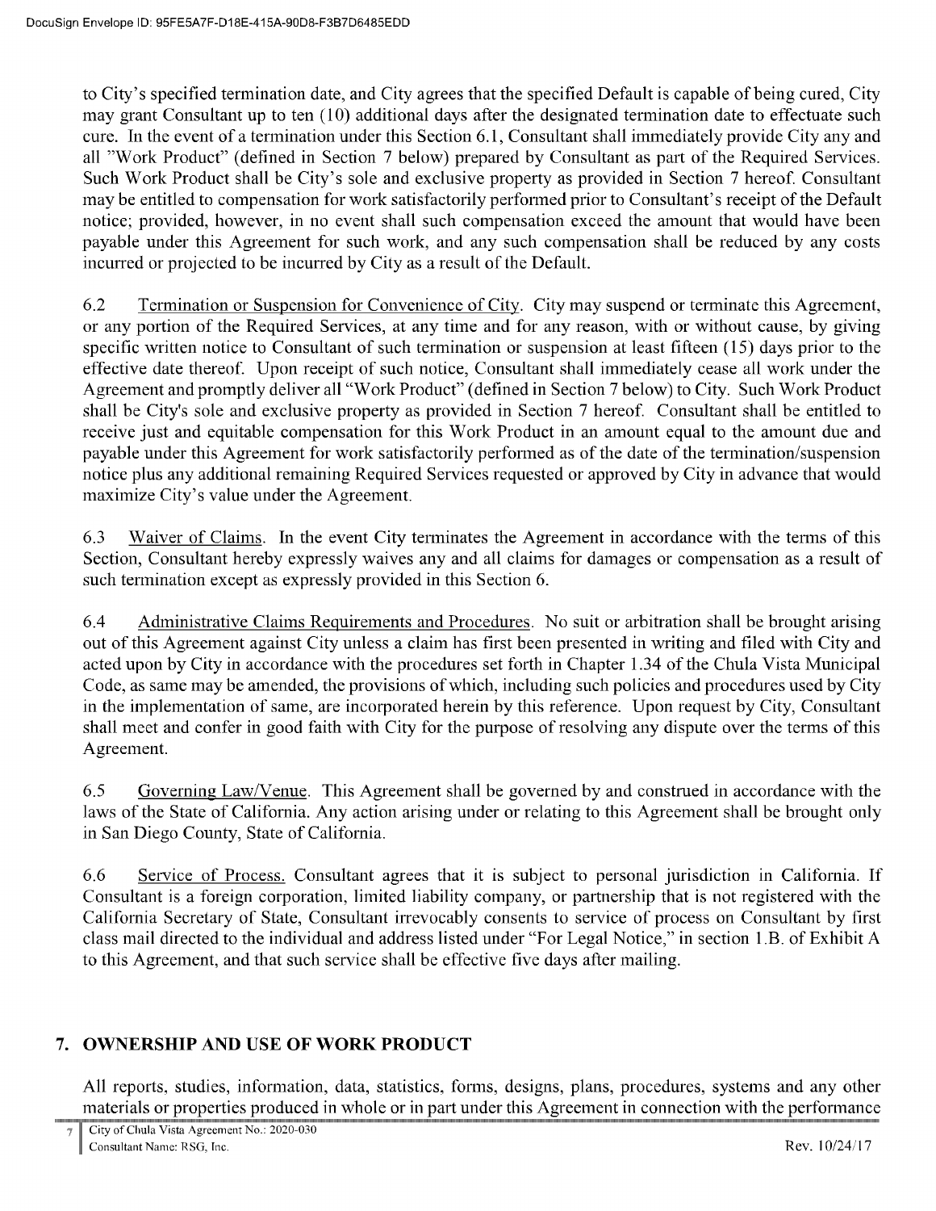to City's specified termination date, and City agrees that the specified Default is capable of being cured, City may grant Consultant up to ten (10) additional days after the designated termination date to effectuate such cure. In the event of a termination under this Section 6.1, Consultant shall immediately provide City any and all "Work Product" (defined in Section 7 below) prepared by Consultant as part of the Required Services. Such Work Product shall be City's sole and exclusive property as provided in Section 7 hereof. Consultant may be entitled to compensation for work satisfactorily performed prior to Consultant's receipt of the Default notice; provided, however, in no event shall such compensation exceed the amount that would have been payable under this Agreement for such work, and any such compensation shall be reduced by any costs incurred or projected to be incurred by City as a result of the Default.

6.2 Termination or Suspension for Convenience of City. City may suspend or terminate this Agreement, or any portion of the Required Services, at any time and for any reason, with or without cause, by giving specific written notice to Consultant of such termination or suspension at least fifteen (15) days prior to the effective date thereof. Upon receipt of such notice, Consultant shall immediately cease all work under the Agreement and promptly deliver all "Work Product" (defined in Section 7 below) to City. Such Work Product shall be City's sole and exclusive property as provided in Section 7 hereof. Consultant shall be entitled to receive just and equitable compensation for this Work Product in an amount equal to the amount due and payable under this Agreement for work satisfactorily performed as of the date of the termination/suspension notice plus any additional remaining Required Services requested or approved by City in advance that would maximize City's value under the Agreement.

6.3 Waiver of Claims. In the event City terminates the Agreement in accordance with the terms of this Section, Consultant hereby expressly waives any and all claims for damages or compensation as a result of such termination except as expressly provided in this Section 6.

6.4 Administrative Claims Requirements and Procedures. No suit or arbitration shall be brought arising out of this Agreement against City unless a claim has first been presented in writing and filed with City and acted upon by City in accordance with the procedures set forth in Chapter 1.34 of the Chula Vista Municipal Code, as same may be amended, the provisions of which, including such policies and procedures used by City in the implementation of same, are incorporated herein by this reference. Upon request by City, Consultant shall meet and confer in good faith with City for the purpose of resolving any dispute over the terms of this Agreement.

6.5 Governing Law/Venue. This Agreement shall be governed by and construed in accordance with the laws of the State of California. Any action arising under or relating to this Agreement shall be brought only in San Diego County, State of California.

6.6 Service of Process. Consultant agrees that it is subject to personal jurisdiction in California. If Consultant is a foreign corporation, limited liability company, or partnership that is not registered with the California Secretary of State, Consultant irrevocably consents to service of process on Consultant by first class mail directed to the individual and address listed under "For Legal Notice," in section 1.B. of Exhibit A to this Agreement, and that such service shall be effective five days after mailing.

## 7. OWNERSHIP AND USE OF WORK PRODUCT

All reports, studies, information, data, statistics, forms, designs, plans, procedures, systems and any other materials or properties produced in whole or in part under this Agreement in connection with the performance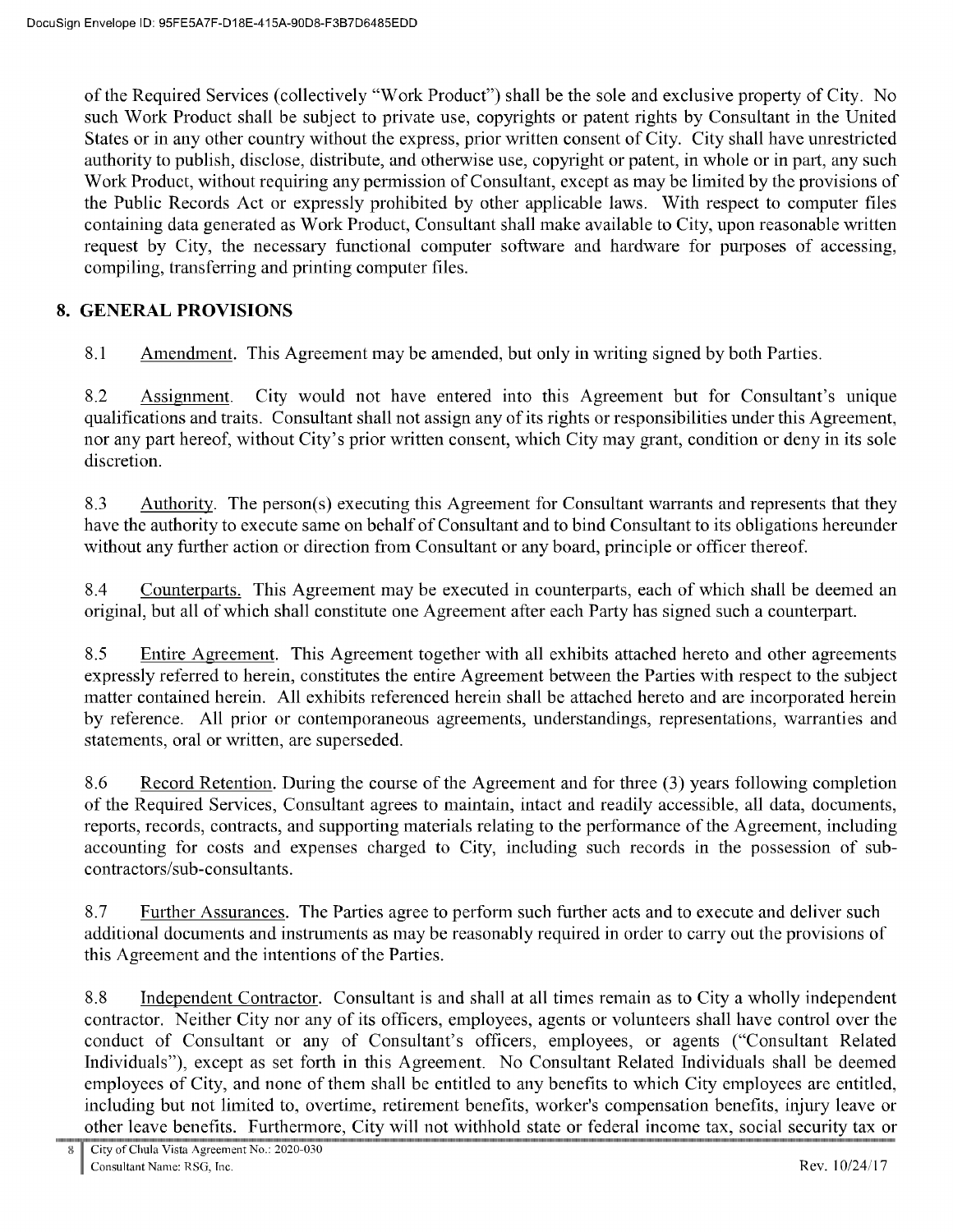of the Required Services (collectively "Work Product") shall be the sole and exclusive property of City. No such Work Product shall be subject to private use, copyrights or patent rights by Consultant in the United States or in any other country without the express, prior written consent of City. City shall have unrestricted authority to publish, disclose, distribute, and otherwise use, copyright or patent, in whole or in part, any such Work Product, without requiring any permission of Consultant, except as may be limited by the provisions of the Public Records Act or expressly prohibited by other applicable laws. With respect to computer files containing data generated as Work Product, Consultant shall make available to City, upon reasonable written request by City, the necessary functional computer software and hardware for purposes of accessing, compiling, transferring and printing computer files.

## 8. GENERAL PROVISIONS

8.1 Amendment. This Agreement may be amended, but only in writing signed by both Parties.

8.2 Assignment. City would not have entered into this Agreement but for Consultant's unique qualifications and traits. Consultant shall not assign any of its rights or responsibilities under this Agreement, nor any part hereof, without City's prior written consent, which City may grant, condition or deny in its sole discretion.

8.3 Authority. The person(s) executing this Agreement for Consultant warrants and represents that they have the authority to execute same on behalf of Consultant and to bind Consultant to its obligations hereunder without any further action or direction from Consultant or any board, principle or officer thereof.

8.4 Counterparts. This Agreement may be executed in counterparts, each of which shall be deemed an original, but all of which shall constitute one Agreement after each Party has signed such a counterpart.

8.5 Entire Agreement. This Agreement together with all exhibits attached hereto and other agreements expressly referred to herein, constitutes the entire Agreement between the Parties with respect to the subject matter contained herein. All exhibits referenced herein shall be attached hereto and are incorporated herein by reference. All prior or contemporaneous agreements, understandings, representations, warranties and statements, oral or written, are superseded.

8.6 Record Retention. During the course of the Agreement and for three (3) years following completion of the Required Services, Consultant agrees to maintain, intact and readily accessible, all data, documents, reports, records, contracts, and supporting materials relating to the performance of the Agreement, including accounting for costs and expenses charged to City, including such records in the possession of sub-contractors/sub-consultants.

8.7 Further Assurances. The Parties agree to perform such further acts and to execute and deliver such additional documents and instruments as may be reasonably required in order to carry out the provisions of this Agreement and the intentions of the Parties.

8.8 Independent Contractor. Consultant is and shall at all times remain as to City a wholly independent contractor. Neither City nor any of its officers, employees, agents or volunteers shall have control over the conduct of Consultant or any of Consultant's officers, employees, or agents ("Consultant Related Individuals"), except as set forth in this Agreement. No Consultant Related Individuals shall be deemed employees of City, and none of them shall be entitled to any benefits to which City employees are entitled, including but not limited to, overtime, retirement benefits, worker's compensation benefits, injury leave or other leave benefits. Furthermore, City will not withhold state or federal income tax, social security tax or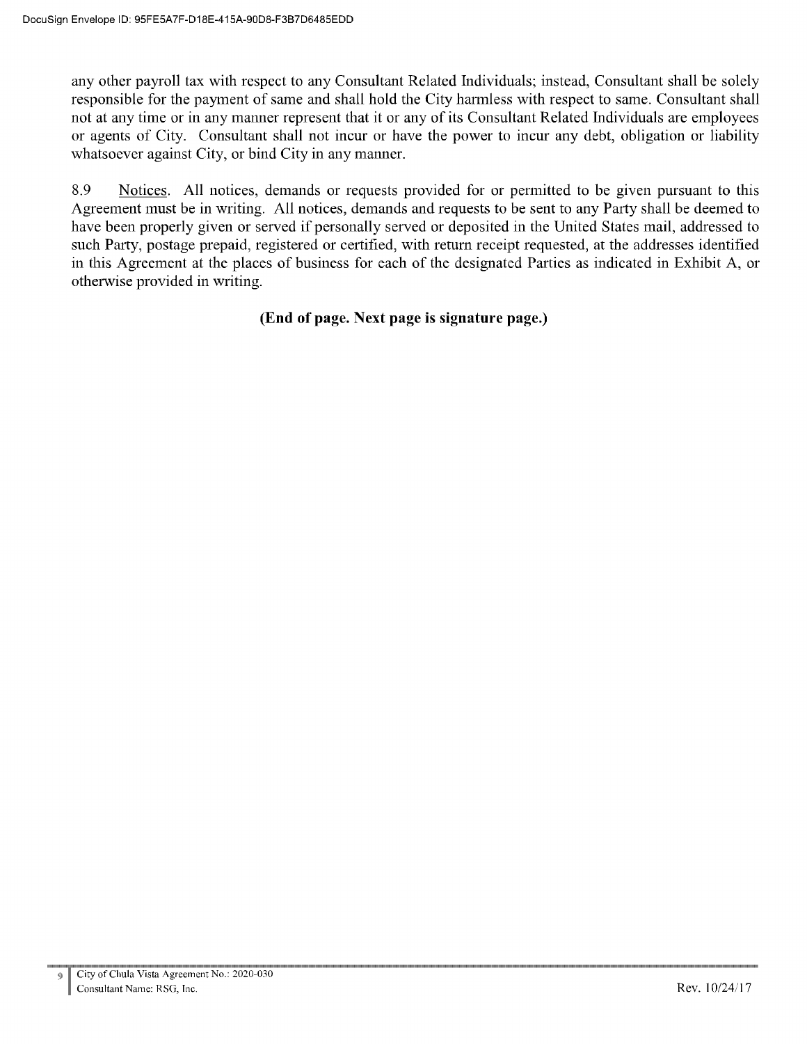any other payroll tax with respect to any Consultant Related Individuals; instead, Consultant shall be solely responsible for the payment of same and shall hold the City harmless with respect to same. Consultant shall not at any time or in any manner represent that it or any of its Consultant Related Individuals are employees or agents of City. Consultant shall not incur or have the power to incur any debt, obligation or liability whatsoever against City, or bind City in any manner.

8.9 Notices. All notices, demands or requests provided for or permitted to be given pursuant to this Agreement must be in writing. All notices, demands and requests to be sent to any Party shall be deemed to have been properly given or served if personally served or deposited in the United States mail, addressed to such Party, postage prepaid, registered or certified, with return receipt requested, at the addresses identified in this Agreement at the places of business for each of the designated Parties as indicated in Exhibit A, or otherwise provided in writing.

**(End of page. Next page is signature page.)**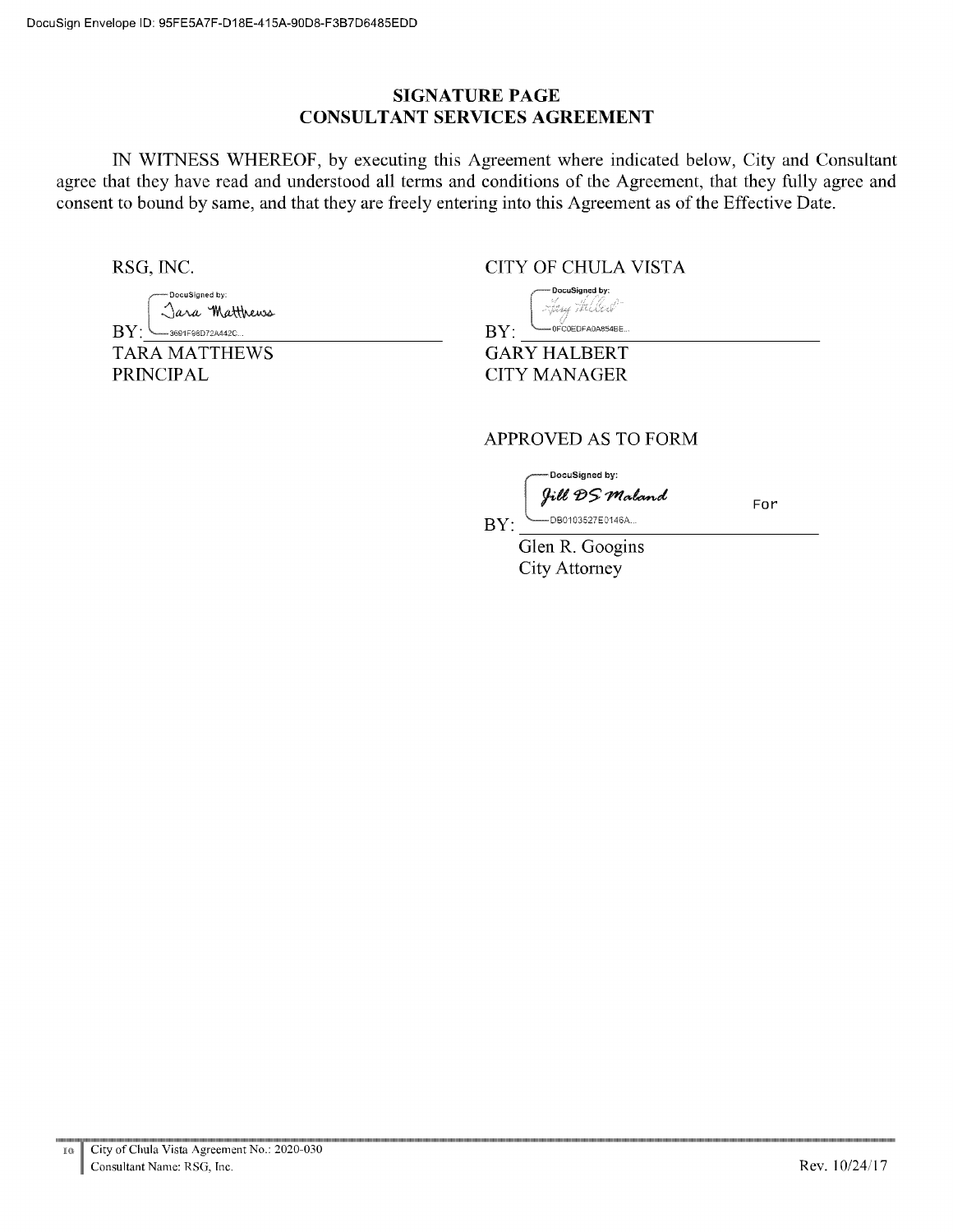DocuSign Envelope ID: 95FE5A7F-D18E-415A-90D8-F3B7D6485EDD

## SIGNATURE PAGE
## CONSULTANT SERVICES AGREEMENT

IN WITNESS WHEREOF, by executing this Agreement where indicated below, City and Consultant agree that they have read and understood all terms and conditions of the Agreement, that they fully agree and consent to bound by same, and that they are freely entering into this Agreement as of the Effective Date.

RSG, INC.

DocuSigned by:
Tara Matthews
BY: 3691F98D72A442C...
TARA MATTHEWS
PRINCIPAL

CITY OF CHULA VISTA

DocuSigned by:
Gary Halbert
BY: 0FC0EDFA0A854BE...
GARY HALBERT
CITY MANAGER

APPROVED AS TO FORM

DocuSigned by:
Jill DS Maland
For
BY: DB0103527E0146A...
Glen R. Googins
City Attorney

City of Chula Vista Agreement No.: 2020-030
Consultant Name: RSG, Inc.

Rev. 10/24/17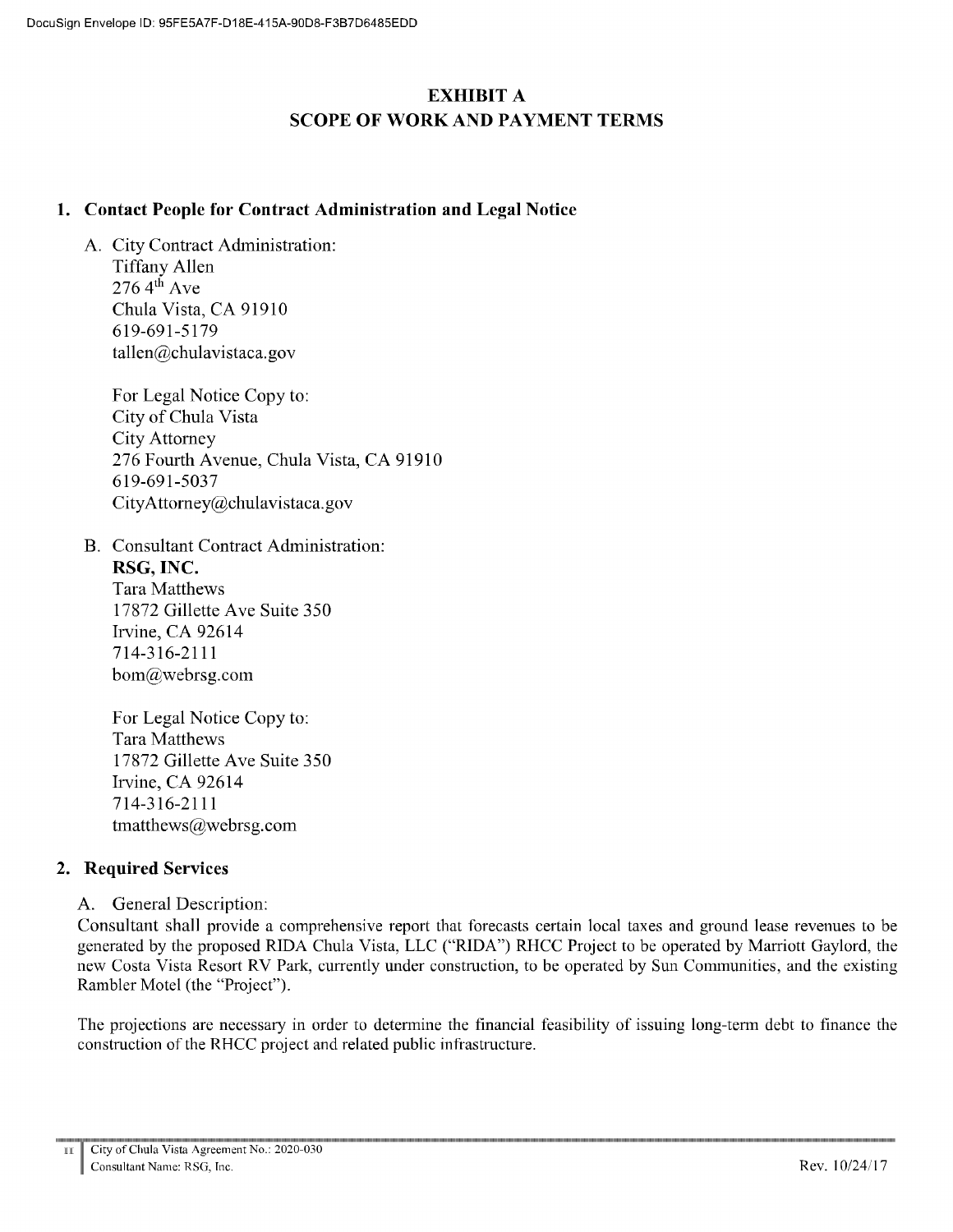# EXHIBIT A
# SCOPE OF WORK AND PAYMENT TERMS

## 1. Contact People for Contract Administration and Legal Notice

A. City Contract Administration:
Tiffany Allen
276 4th Ave
Chula Vista, CA 91910
619-691-5179
tallen@chulavistaca.gov

For Legal Notice Copy to:
City of Chula Vista
City Attorney
276 Fourth Avenue, Chula Vista, CA 91910
619-691-5037
CityAttorney@chulavistaca.gov

B. Consultant Contract Administration:
**RSG, INC.**
Tara Matthews
17872 Gillette Ave Suite 350
Irvine, CA 92614
714-316-2111
bom@webrsg.com

For Legal Notice Copy to:
Tara Matthews
17872 Gillette Ave Suite 350
Irvine, CA 92614
714-316-2111
tmatthews@webrsg.com

## 2. Required Services

A. General Description:
Consultant shall provide a comprehensive report that forecasts certain local taxes and ground lease revenues to be generated by the proposed RIDA Chula Vista, LLC ("RIDA") RHCC Project to be operated by Marriott Gaylord, the new Costa Vista Resort RV Park, currently under construction, to be operated by Sun Communities, and the existing Rambler Motel (the "Project").

The projections are necessary in order to determine the financial feasibility of issuing long-term debt to finance the construction of the RHCC project and related public infrastructure.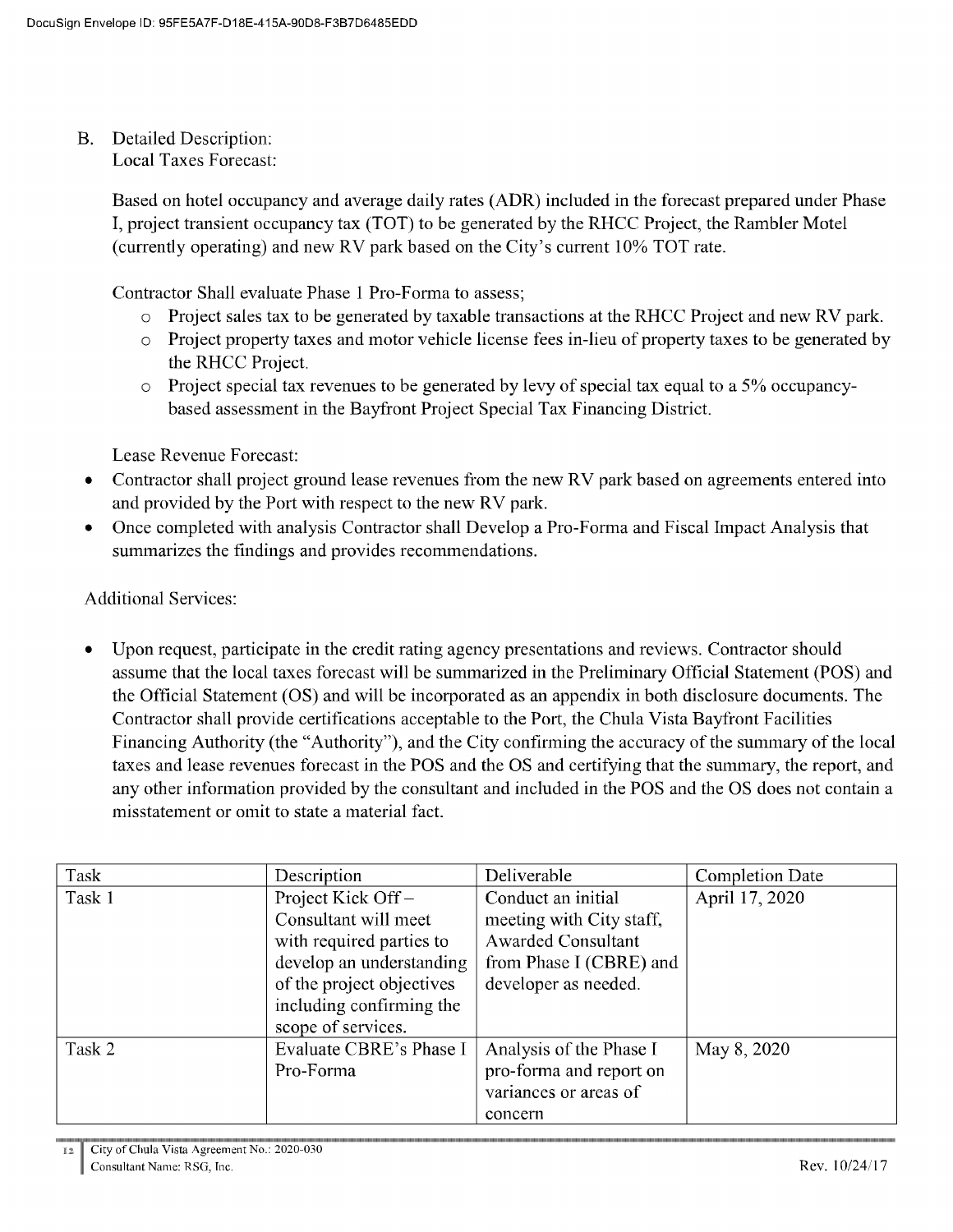B. Detailed Description:
Local Taxes Forecast:

Based on hotel occupancy and average daily rates (ADR) included in the forecast prepared under Phase I, project transient occupancy tax (TOT) to be generated by the RHCC Project, the Rambler Motel (currently operating) and new RV park based on the City's current 10% TOT rate.

Contractor Shall evaluate Phase 1 Pro-Forma to assess;

- Project sales tax to be generated by taxable transactions at the RHCC Project and new RV park.
- Project property taxes and motor vehicle license fees in-lieu of property taxes to be generated by the RHCC Project.
- Project special tax revenues to be generated by levy of special tax equal to a 5% occupancy-based assessment in the Bayfront Project Special Tax Financing District.

Lease Revenue Forecast:

- Contractor shall project ground lease revenues from the new RV park based on agreements entered into and provided by the Port with respect to the new RV park.
- Once completed with analysis Contractor shall Develop a Pro-Forma and Fiscal Impact Analysis that summarizes the findings and provides recommendations.

Additional Services:

- Upon request, participate in the credit rating agency presentations and reviews. Contractor should assume that the local taxes forecast will be summarized in the Preliminary Official Statement (POS) and the Official Statement (OS) and will be incorporated as an appendix in both disclosure documents. The Contractor shall provide certifications acceptable to the Port, the Chula Vista Bayfront Facilities Financing Authority (the "Authority"), and the City confirming the accuracy of the summary of the local taxes and lease revenues forecast in the POS and the OS and certifying that the summary, the report, and any other information provided by the consultant and included in the POS and the OS does not contain a misstatement or omit to state a material fact.

| Task | Description | Deliverable | Completion Date |
|---|---|---|---|
| Task 1 | Project Kick Off – Consultant will meet with required parties to develop an understanding of the project objectives including confirming the scope of services. | Conduct an initial meeting with City staff, Awarded Consultant from Phase I (CBRE) and developer as needed. | April 17, 2020 |
| Task 2 | Evaluate CBRE's Phase I Pro-Forma | Analysis of the Phase I pro-forma and report on variances or areas of concern | May 8, 2020 |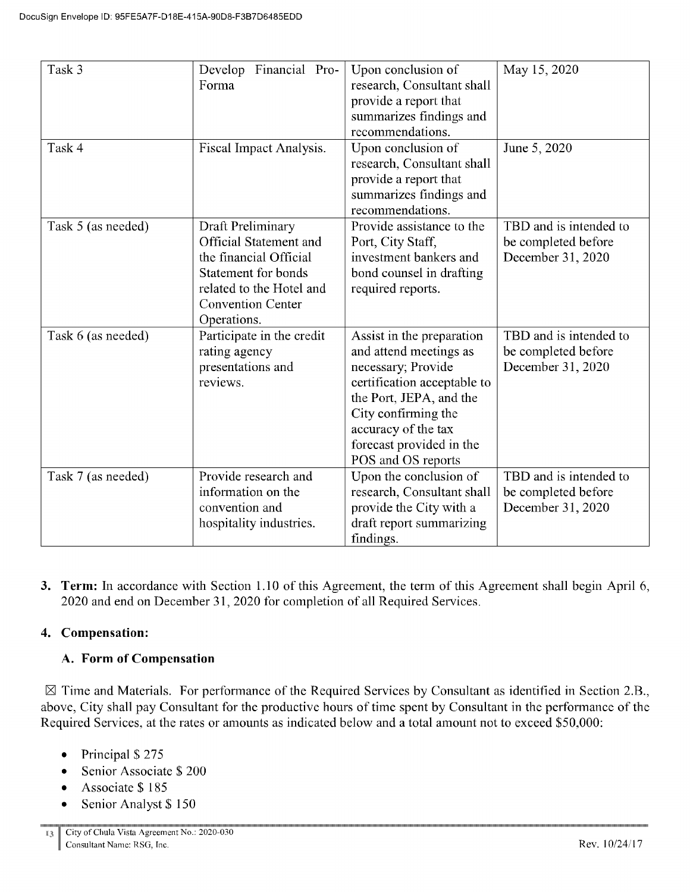| Task 3 | Develop Financial Pro-Forma | Upon conclusion of research, Consultant shall provide a report that summarizes findings and recommendations. | May 15, 2020 |
|---|---|---|---|
| Task 4 | Fiscal Impact Analysis. | Upon conclusion of research, Consultant shall provide a report that summarizes findings and recommendations. | June 5, 2020 |
| Task 5 (as needed) | Draft Preliminary Official Statement and the financial Official Statement for bonds related to the Hotel and Convention Center Operations. | Provide assistance to the Port, City Staff, investment bankers and bond counsel in drafting required reports. | TBD and is intended to be completed before December 31, 2020 |
| Task 6 (as needed) | Participate in the credit rating agency presentations and reviews. | Assist in the preparation and attend meetings as necessary; Provide certification acceptable to the Port, JEPA, and the City confirming the accuracy of the tax forecast provided in the POS and OS reports | TBD and is intended to be completed before December 31, 2020 |
| Task 7 (as needed) | Provide research and information on the convention and hospitality industries. | Upon the conclusion of research, Consultant shall provide the City with a draft report summarizing findings. | TBD and is intended to be completed before December 31, 2020 |

3. **Term:** In accordance with Section 1.10 of this Agreement, the term of this Agreement shall begin April 6, 2020 and end on December 31, 2020 for completion of all Required Services.

4. **Compensation:**

   **A. Form of Compensation**

☒ Time and Materials. For performance of the Required Services by Consultant as identified in Section 2.B., above, City shall pay Consultant for the productive hours of time spent by Consultant in the performance of the Required Services, at the rates or amounts as indicated below and a total amount not to exceed $50,000:

- Principal $ 275
- Senior Associate $ 200
- Associate $ 185
- Senior Analyst $ 150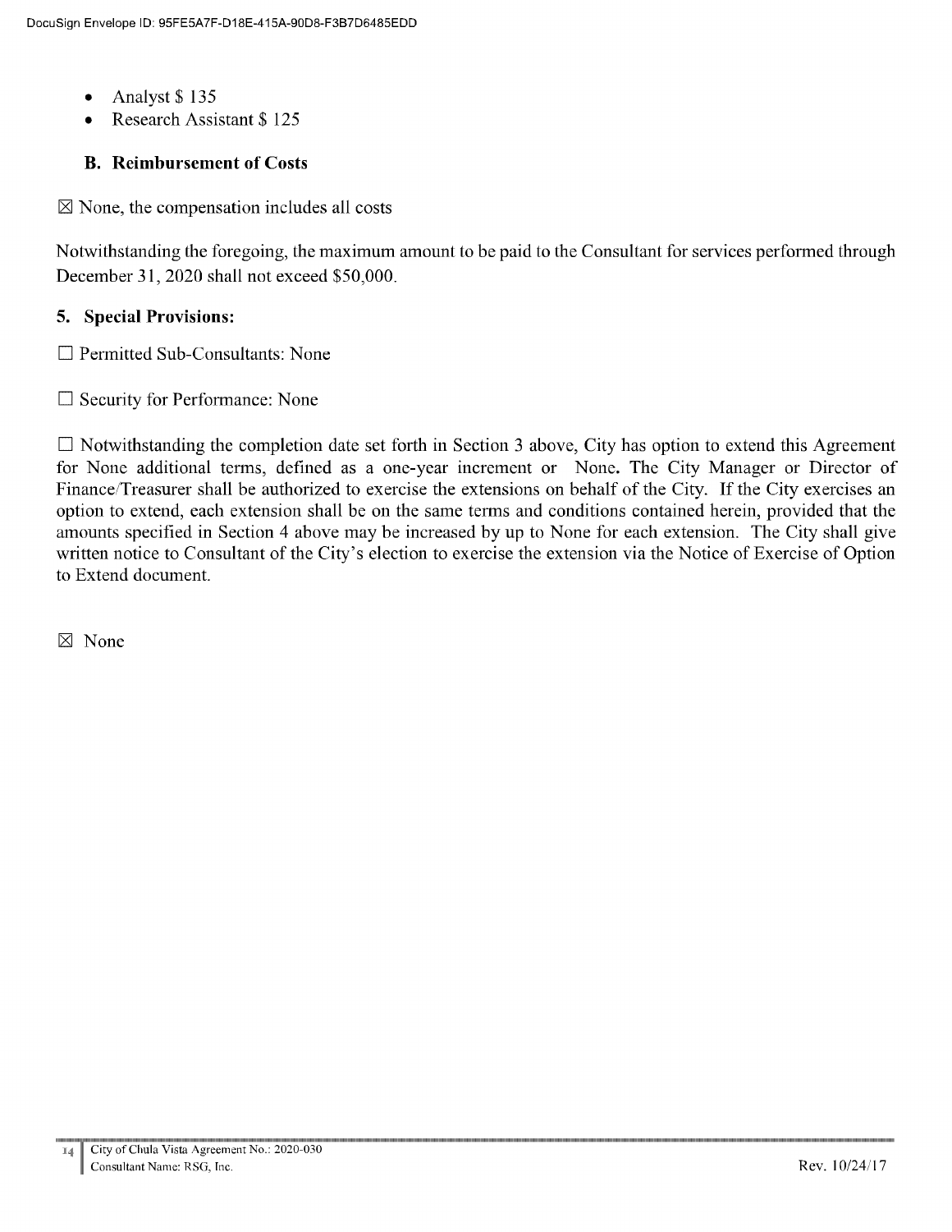- Analyst $ 135
- Research Assistant $ 125

### B. Reimbursement of Costs

☒ None, the compensation includes all costs

Notwithstanding the foregoing, the maximum amount to be paid to the Consultant for services performed through December 31, 2020 shall not exceed $50,000.

## 5. Special Provisions:

☐ Permitted Sub-Consultants: None

☐ Security for Performance: None

☐ Notwithstanding the completion date set forth in Section 3 above, City has option to extend this Agreement for None additional terms, defined as a one-year increment or None. The City Manager or Director of Finance/Treasurer shall be authorized to exercise the extensions on behalf of the City. If the City exercises an option to extend, each extension shall be on the same terms and conditions contained herein, provided that the amounts specified in Section 4 above may be increased by up to None for each extension. The City shall give written notice to Consultant of the City's election to exercise the extension via the Notice of Exercise of Option to Extend document.

☒ None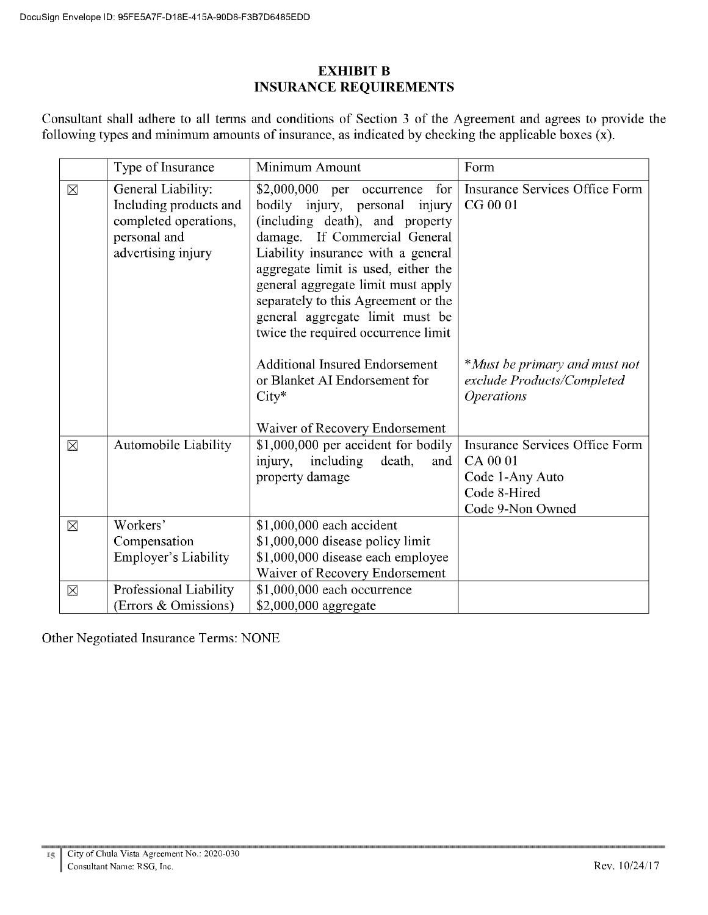# EXHIBIT B
## INSURANCE REQUIREMENTS

Consultant shall adhere to all terms and conditions of Section 3 of the Agreement and agrees to provide the following types and minimum amounts of insurance, as indicated by checking the applicable boxes (x).

| | Type of Insurance | Minimum Amount | Form |
|---|---|---|---|
| ☒ | General Liability: Including products and completed operations, personal and advertising injury | $2,000,000 per occurrence for bodily injury, personal injury (including death), and property damage. If Commercial General Liability insurance with a general aggregate limit is used, either the general aggregate limit must apply separately to this Agreement or the general aggregate limit must be twice the required occurrence limit<br><br>Additional Insured Endorsement or Blanket AI Endorsement for City*<br><br>Waiver of Recovery Endorsement | Insurance Services Office Form CG 00 01<br><br>**Must be primary and must not exclude Products/Completed Operations* |
| ☒ | Automobile Liability | $1,000,000 per accident for bodily injury, including death, and property damage | Insurance Services Office Form CA 00 01<br>Code 1-Any Auto<br>Code 8-Hired<br>Code 9-Non Owned |
| ☒ | Workers' Compensation Employer's Liability | $1,000,000 each accident<br>$1,000,000 disease policy limit<br>$1,000,000 disease each employee<br>Waiver of Recovery Endorsement | |
| ☒ | Professional Liability (Errors & Omissions) | $1,000,000 each occurrence<br>$2,000,000 aggregate | |

Other Negotiated Insurance Terms: NONE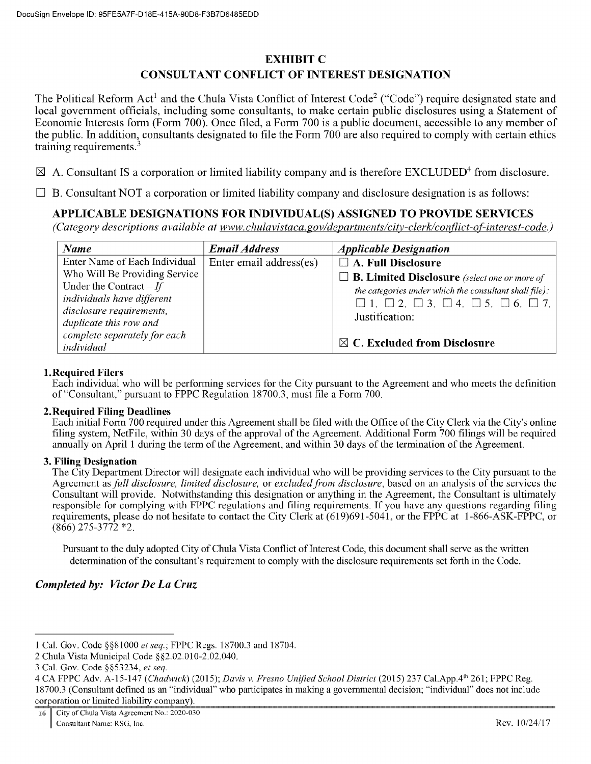# EXHIBIT C
## CONSULTANT CONFLICT OF INTEREST DESIGNATION

The Political Reform Act[1] and the Chula Vista Conflict of Interest Code[2] ("Code") require designated state and local government officials, including some consultants, to make certain public disclosures using a Statement of Economic Interests form (Form 700). Once filed, a Form 700 is a public document, accessible to any member of the public. In addition, consultants designated to file the Form 700 are also required to comply with certain ethics training requirements.[3]

☒ A. Consultant IS a corporation or limited liability company and is therefore EXCLUDED[4] from disclosure.

☐ B. Consultant NOT a corporation or limited liability company and disclosure designation is as follows:

### APPLICABLE DESIGNATIONS FOR INDIVIDUAL(S) ASSIGNED TO PROVIDE SERVICES

*(Category descriptions available at www.chulavistaca.gov/departments/city-clerk/conflict-of-interest-code.)*

| ***Name*** | ***Email Address*** | ***Applicable Designation*** |
|---|---|---|
| Enter Name of Each Individual Who Will Be Providing Service Under the Contract – *If individuals have different disclosure requirements, duplicate this row and complete separately for each individual* | Enter email address(es) | ☐ **A. Full Disclosure**<br>☐ **B. Limited Disclosure** *(select one or more of the categories under which the consultant shall file):* ☐ 1. ☐ 2. ☐ 3. ☐ 4. ☐ 5. ☐ 6. ☐ 7.<br>Justification:<br>☒ **C. Excluded from Disclosure** |

**1. Required Filers**
Each individual who will be performing services for the City pursuant to the Agreement and who meets the definition of "Consultant," pursuant to FPPC Regulation 18700.3, must file a Form 700.

**2. Required Filing Deadlines**
Each initial Form 700 required under this Agreement shall be filed with the Office of the City Clerk via the City's online filing system, NetFile, within 30 days of the approval of the Agreement. Additional Form 700 filings will be required annually on April 1 during the term of the Agreement, and within 30 days of the termination of the Agreement.

**3. Filing Designation**
The City Department Director will designate each individual who will be providing services to the City pursuant to the Agreement as *full disclosure, limited disclosure,* or *excluded from disclosure*, based on an analysis of the services the Consultant will provide. Notwithstanding this designation or anything in the Agreement, the Consultant is ultimately responsible for complying with FPPC regulations and filing requirements. If you have any questions regarding filing requirements, please do not hesitate to contact the City Clerk at (619)691-5041, or the FPPC at 1-866-ASK-FPPC, or (866) 275-3772 *2.

Pursuant to the duly adopted City of Chula Vista Conflict of Interest Code, this document shall serve as the written determination of the consultant's requirement to comply with the disclosure requirements set forth in the Code.

***Completed by: Victor De La Cruz***

---

1 Cal. Gov. Code §§81000 *et seq.*; FPPC Regs. 18700.3 and 18704.

2 Chula Vista Municipal Code §§2.02.010-2.02.040.

3 Cal. Gov. Code §§53234, *et seq.*

4 CA FPPC Adv. A-15-147 (*Chadwick*) (2015); *Davis v. Fresno Unified School District* (2015) 237 Cal.App.4th 261; FPPC Reg. 18700.3 (Consultant defined as an "individual" who participates in making a governmental decision; "individual" does not include corporation or limited liability company).

City of Chula Vista Agreement No.: 2020-030
Consultant Name: RSG, Inc.